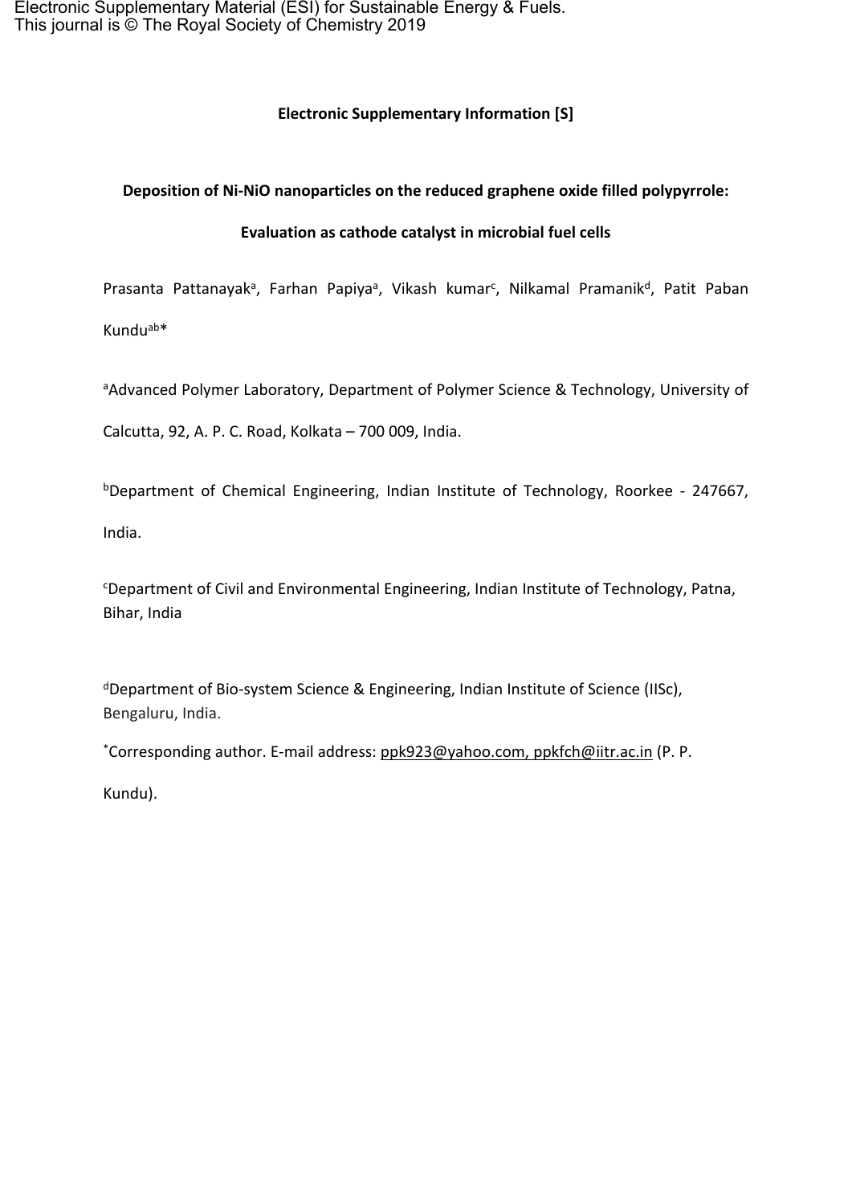Electronic Supplementary Material (ESI) for Sustainable Energy & Fuels.
This journal is © The Royal Society of Chemistry 2019

**Electronic Supplementary Information [S]**

**Deposition of Ni-NiO nanoparticles on the reduced graphene oxide filled polypyrrole: Evaluation as cathode catalyst in microbial fuel cells**

Prasanta Pattanayak[a], Farhan Papiya[a], Vikash kumar[c], Nilkamal Pramanik[d], Patit Paban Kundu[ab]*

[a]Advanced Polymer Laboratory, Department of Polymer Science & Technology, University of Calcutta, 92, A. P. C. Road, Kolkata – 700 009, India.

[b]Department of Chemical Engineering, Indian Institute of Technology, Roorkee - 247667, India.

[c]Department of Civil and Environmental Engineering, Indian Institute of Technology, Patna, Bihar, India

[d]Department of Bio-system Science & Engineering, Indian Institute of Science (IISc), Bengaluru, India.

*Corresponding author. E-mail address: ppk923@yahoo.com, ppkfch@iitr.ac.in (P. P. Kundu).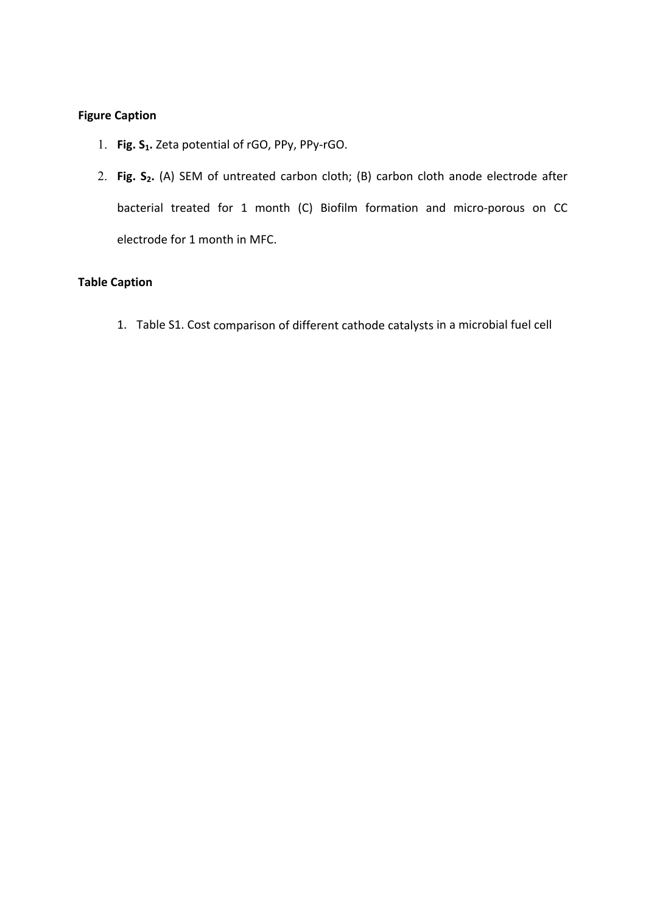**Figure Caption**

1. **Fig. $S_1$.** Zeta potential of rGO, PPy, PPy-rGO.
2. **Fig. $S_2$.** (A) SEM of untreated carbon cloth; (B) carbon cloth anode electrode after bacterial treated for 1 month (C) Biofilm formation and micro-porous on CC electrode for 1 month in MFC.

**Table Caption**

1. Table S1. Cost comparison of different cathode catalysts in a microbial fuel cell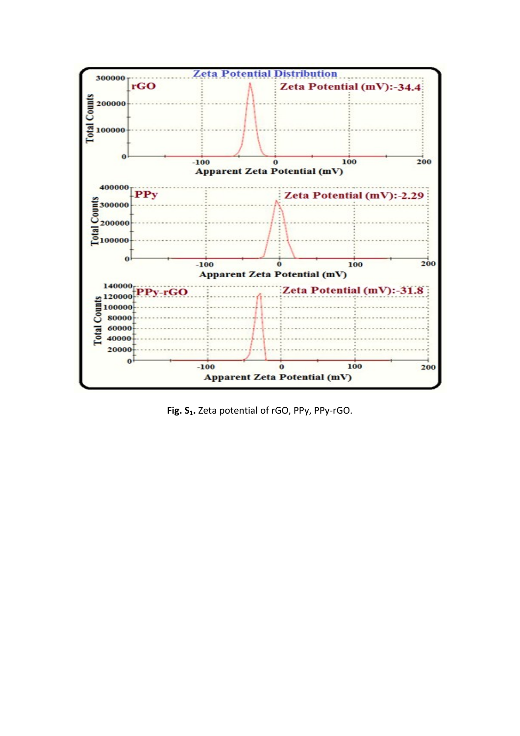**Fig. S$_1$.** Zeta potential of rGO, PPy, PPy-rGO.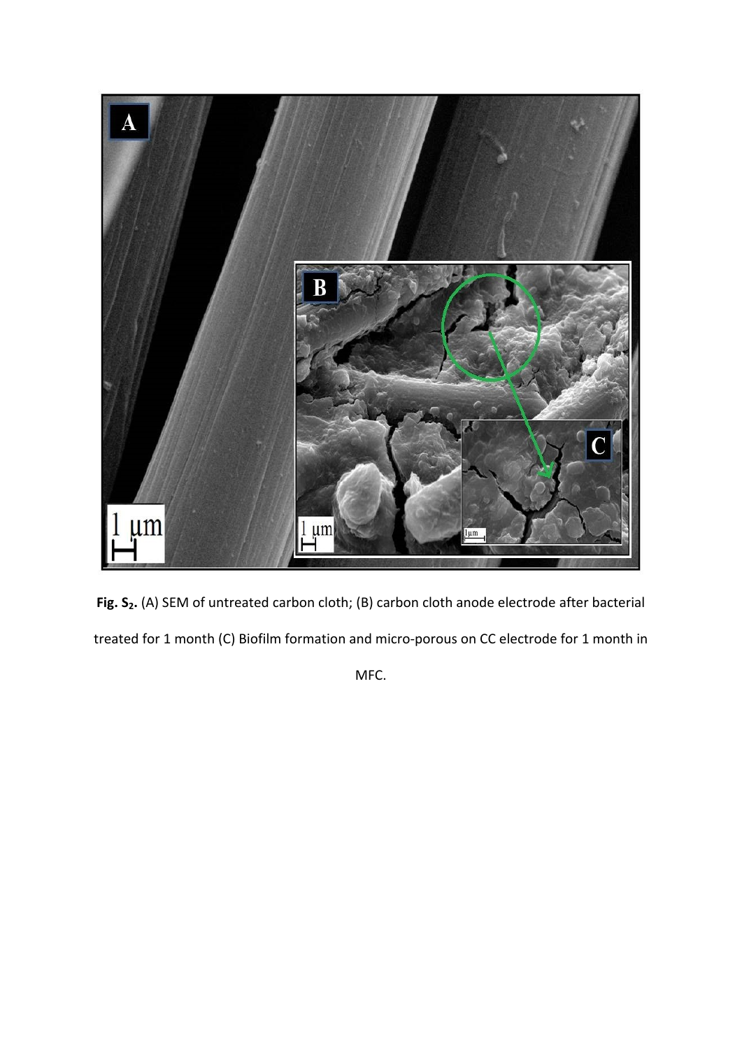**Fig. $S_2$.** (A) SEM of untreated carbon cloth; (B) carbon cloth anode electrode after bacterial treated for 1 month (C) Biofilm formation and micro-porous on CC electrode for 1 month in MFC.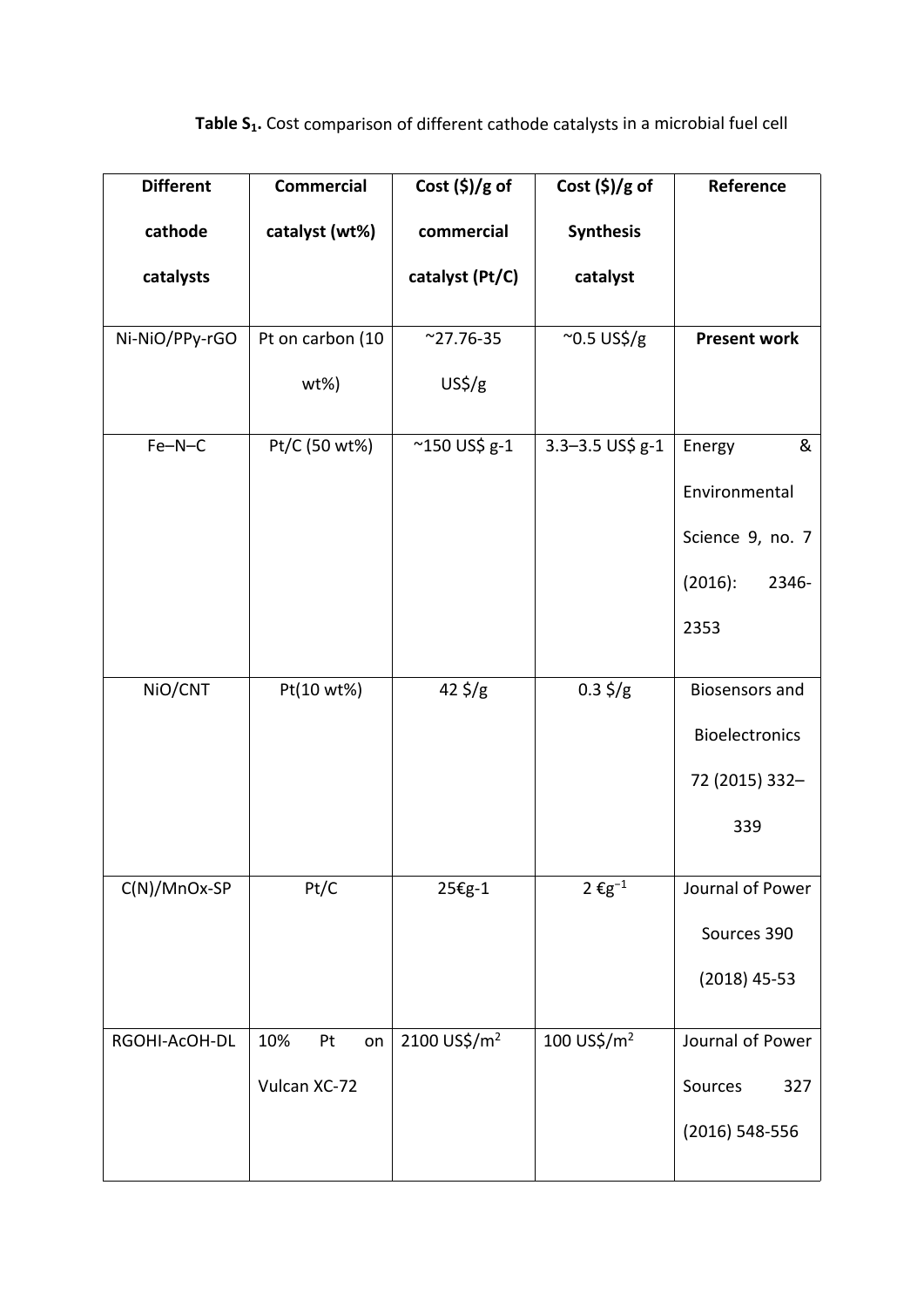**Table S[1].** Cost comparison of different cathode catalysts in a microbial fuel cell

| Different cathode catalysts | Commercial catalyst (wt%) | Cost ($)/g of commercial catalyst (Pt/C) | Cost ($)/g of Synthesis catalyst | Reference |
|---|---|---|---|---|
| Ni-NiO/PPy-rGO | Pt on carbon (10 wt%) | ~27.76-35 US$/g | ~0.5 US$/g | **Present work** |
| Fe–N–C | Pt/C (50 wt%) | ~150 US$ g-1 | 3.3–3.5 US$ g-1 | Energy & Environmental Science 9, no. 7 (2016): 2346-2353 |
| NiO/CNT | Pt(10 wt%) | 42 $/g | 0.3 $/g | Biosensors and Bioelectronics 72 (2015) 332–339 |
| C(N)/MnOx-SP | Pt/C | 25€g-1 | 2 €$g^{-1}$ | Journal of Power Sources 390 (2018) 45-53 |
| RGOHI-AcOH-DL | 10% Pt on Vulcan XC-72 | 2100 US$/$m^2$ | 100 US$/$m^2$ | Journal of Power Sources 327 (2016) 548-556 |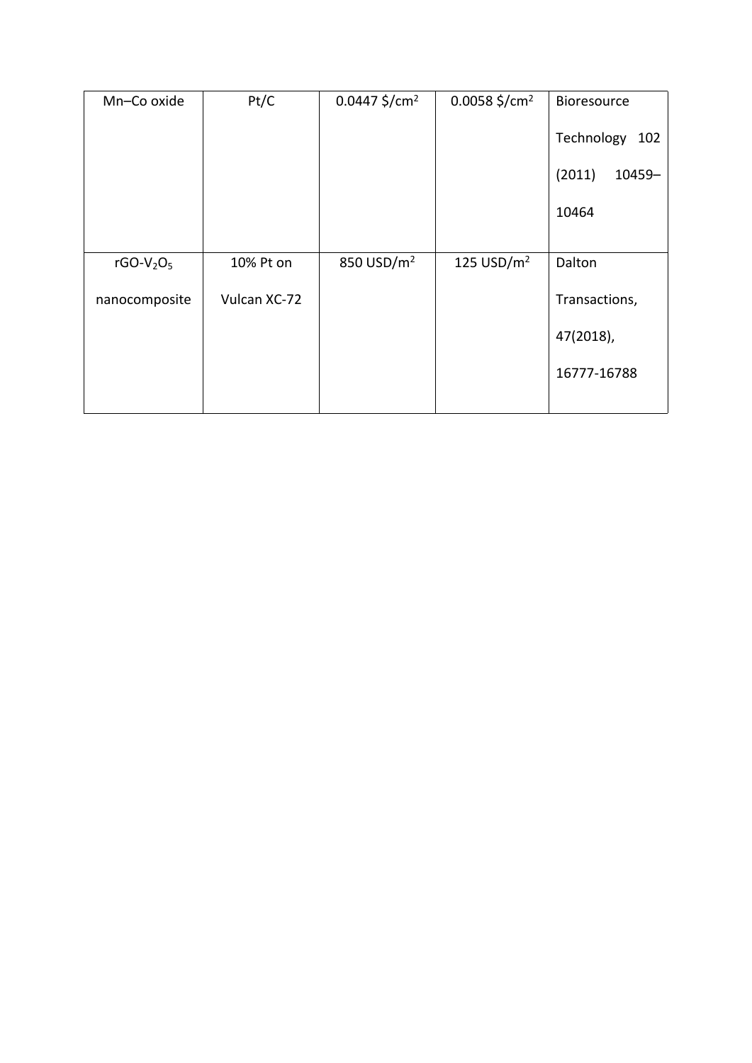| | | | | |
|---|---|---|---|---|
| Mn–Co oxide | Pt/C | 0.0447 $/cm$^2$ | 0.0058 $/cm$^2$ | Bioresource Technology 102 (2011) 10459–10464 |
| rGO-$V_2O_5$ nanocomposite | 10% Pt on Vulcan XC-72 | 850 USD/m$^2$ | 125 USD/m$^2$ | Dalton Transactions, 47(2018), 16777-16788 |